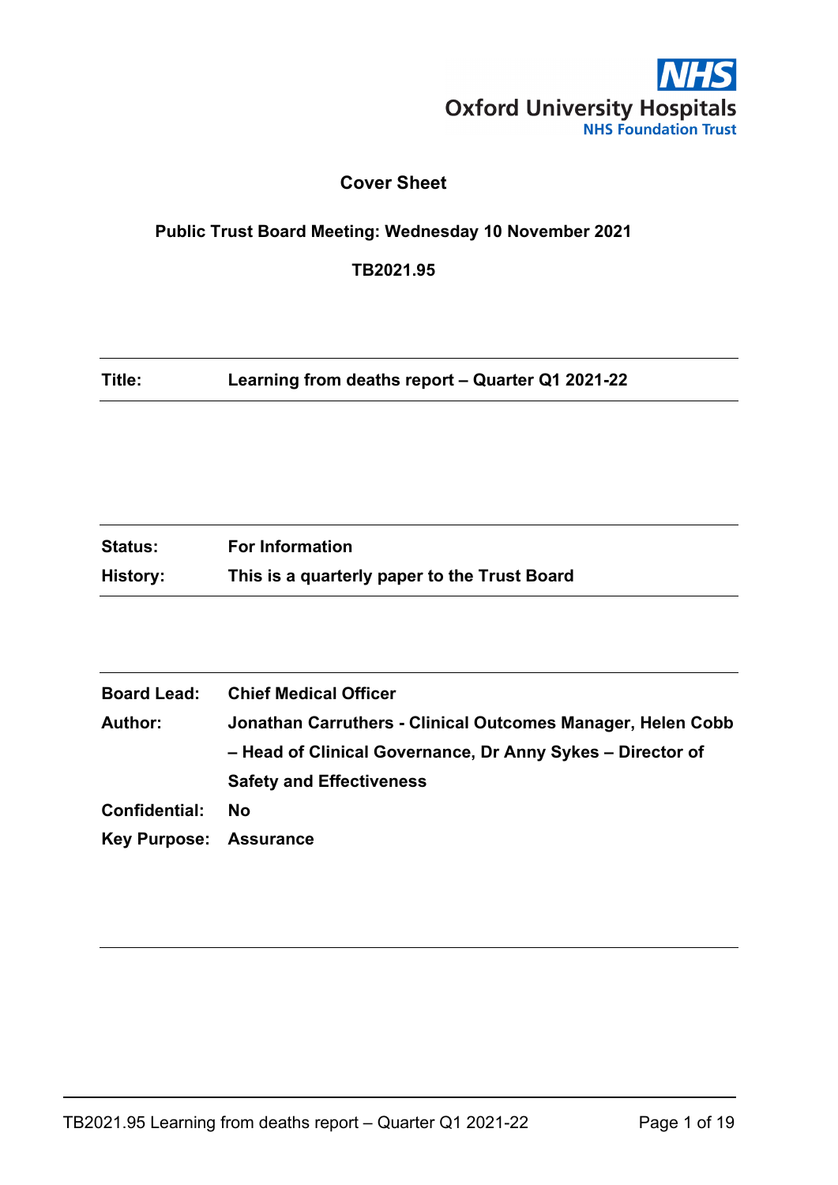NHS
Oxford University Hospitals
NHS Foundation Trust

# Cover Sheet

**Public Trust Board Meeting: Wednesday 10 November 2021**

**TB2021.95**

| | |
|---|---|
| **Title:** | **Learning from deaths report – Quarter Q1 2021-22** |

| | |
|---|---|
| **Status:** | **For Information** |
| **History:** | **This is a quarterly paper to the Trust Board** |

| | |
|---|---|
| **Board Lead:** | **Chief Medical Officer** |
| **Author:** | **Jonathan Carruthers - Clinical Outcomes Manager, Helen Cobb – Head of Clinical Governance, Dr Anny Sykes – Director of Safety and Effectiveness** |
| **Confidential:** | **No** |
| **Key Purpose:** | **Assurance** |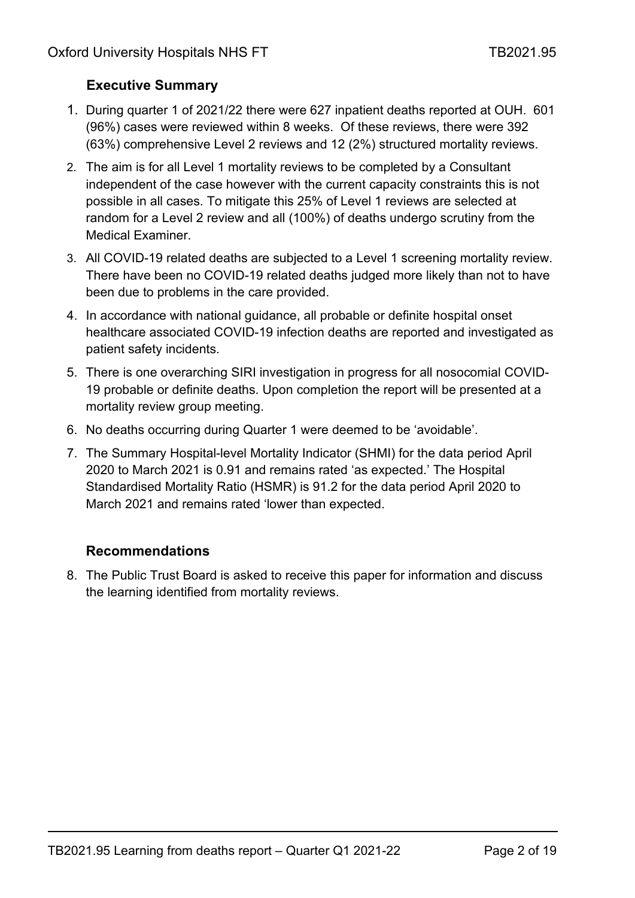## Executive Summary

1. During quarter 1 of 2021/22 there were 627 inpatient deaths reported at OUH. 601 (96%) cases were reviewed within 8 weeks. Of these reviews, there were 392 (63%) comprehensive Level 2 reviews and 12 (2%) structured mortality reviews.
2. The aim is for all Level 1 mortality reviews to be completed by a Consultant independent of the case however with the current capacity constraints this is not possible in all cases. To mitigate this 25% of Level 1 reviews are selected at random for a Level 2 review and all (100%) of deaths undergo scrutiny from the Medical Examiner.
3. All COVID-19 related deaths are subjected to a Level 1 screening mortality review. There have been no COVID-19 related deaths judged more likely than not to have been due to problems in the care provided.
4. In accordance with national guidance, all probable or definite hospital onset healthcare associated COVID-19 infection deaths are reported and investigated as patient safety incidents.
5. There is one overarching SIRI investigation in progress for all nosocomial COVID-19 probable or definite deaths. Upon completion the report will be presented at a mortality review group meeting.
6. No deaths occurring during Quarter 1 were deemed to be 'avoidable'.
7. The Summary Hospital-level Mortality Indicator (SHMI) for the data period April 2020 to March 2021 is 0.91 and remains rated 'as expected.' The Hospital Standardised Mortality Ratio (HSMR) is 91.2 for the data period April 2020 to March 2021 and remains rated 'lower than expected.

## Recommendations

8. The Public Trust Board is asked to receive this paper for information and discuss the learning identified from mortality reviews.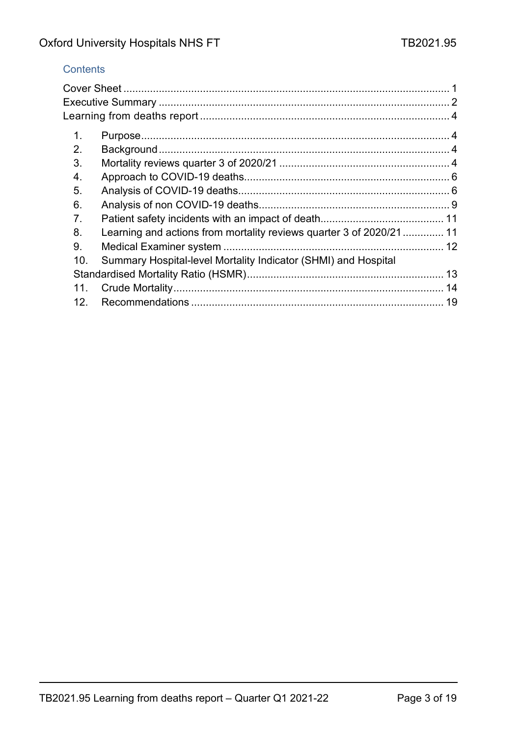## Contents

Cover Sheet ............................................................................................................. 1
Executive Summary .................................................................................................. 2
Learning from deaths report .................................................................................... 4

1. Purpose ........................................................................................................ 4
2. Background .................................................................................................. 4
3. Mortality reviews quarter 3 of 2020/21 ......................................................... 4
4. Approach to COVID-19 deaths ..................................................................... 6
5. Analysis of COVID-19 deaths ....................................................................... 6
6. Analysis of non COVID-19 deaths ................................................................ 9
7. Patient safety incidents with an impact of death .......................................... 11
8. Learning and actions from mortality reviews quarter 3 of 2020/21 ............. 11
9. Medical Examiner system ............................................................................ 12
10. Summary Hospital-level Mortality Indicator (SHMI) and Hospital Standardised Mortality Ratio (HSMR) .................................................................. 13
11. Crude Mortality ........................................................................................... 14
12. Recommendations ..................................................................................... 19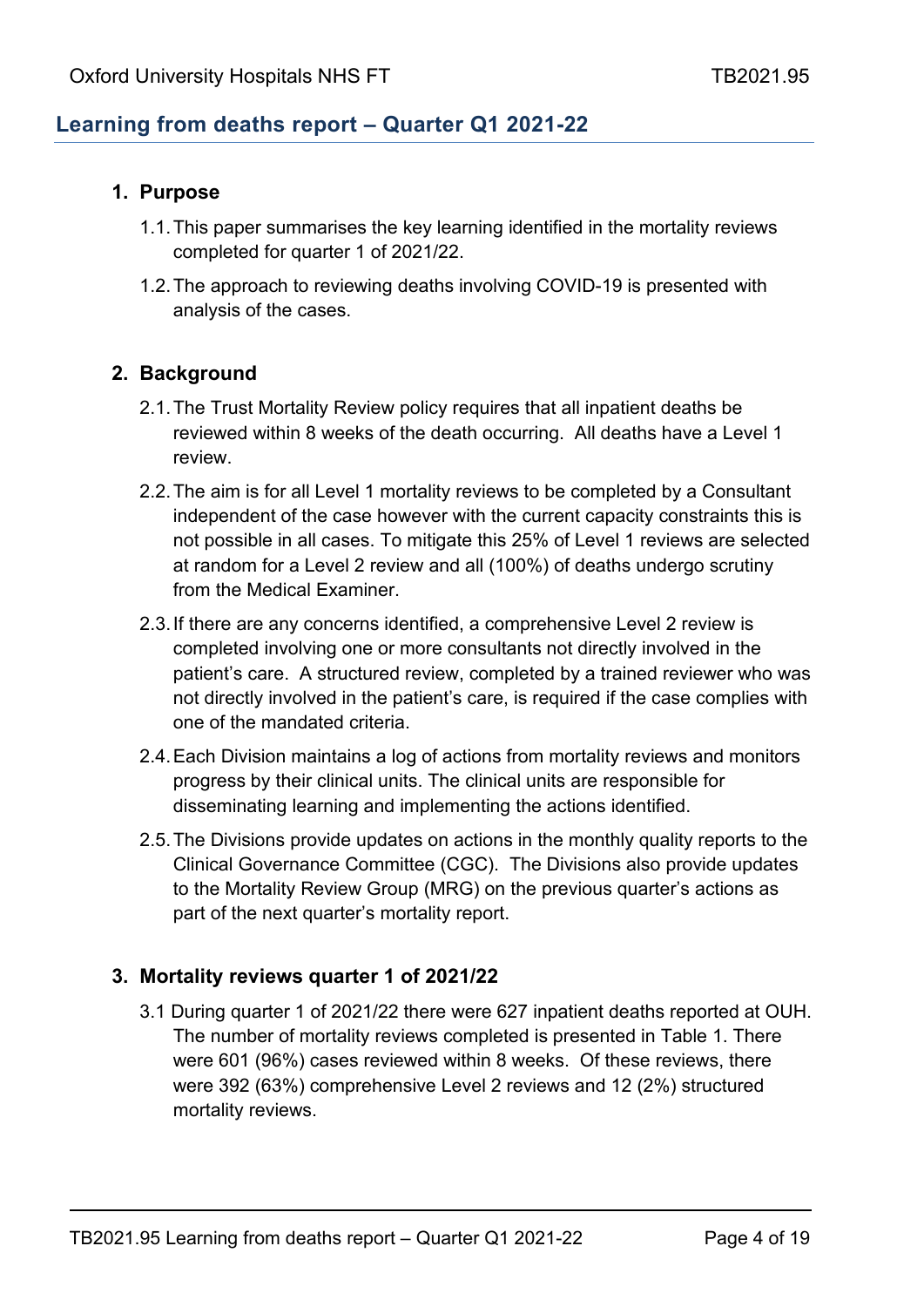## Learning from deaths report – Quarter Q1 2021-22

### 1. Purpose

1.1. This paper summarises the key learning identified in the mortality reviews completed for quarter 1 of 2021/22.

1.2. The approach to reviewing deaths involving COVID-19 is presented with analysis of the cases.

### 2. Background

2.1. The Trust Mortality Review policy requires that all inpatient deaths be reviewed within 8 weeks of the death occurring. All deaths have a Level 1 review.

2.2. The aim is for all Level 1 mortality reviews to be completed by a Consultant independent of the case however with the current capacity constraints this is not possible in all cases. To mitigate this 25% of Level 1 reviews are selected at random for a Level 2 review and all (100%) of deaths undergo scrutiny from the Medical Examiner.

2.3. If there are any concerns identified, a comprehensive Level 2 review is completed involving one or more consultants not directly involved in the patient's care. A structured review, completed by a trained reviewer who was not directly involved in the patient's care, is required if the case complies with one of the mandated criteria.

2.4. Each Division maintains a log of actions from mortality reviews and monitors progress by their clinical units. The clinical units are responsible for disseminating learning and implementing the actions identified.

2.5. The Divisions provide updates on actions in the monthly quality reports to the Clinical Governance Committee (CGC). The Divisions also provide updates to the Mortality Review Group (MRG) on the previous quarter's actions as part of the next quarter's mortality report.

### 3. Mortality reviews quarter 1 of 2021/22

3.1 During quarter 1 of 2021/22 there were 627 inpatient deaths reported at OUH. The number of mortality reviews completed is presented in Table 1. There were 601 (96%) cases reviewed within 8 weeks. Of these reviews, there were 392 (63%) comprehensive Level 2 reviews and 12 (2%) structured mortality reviews.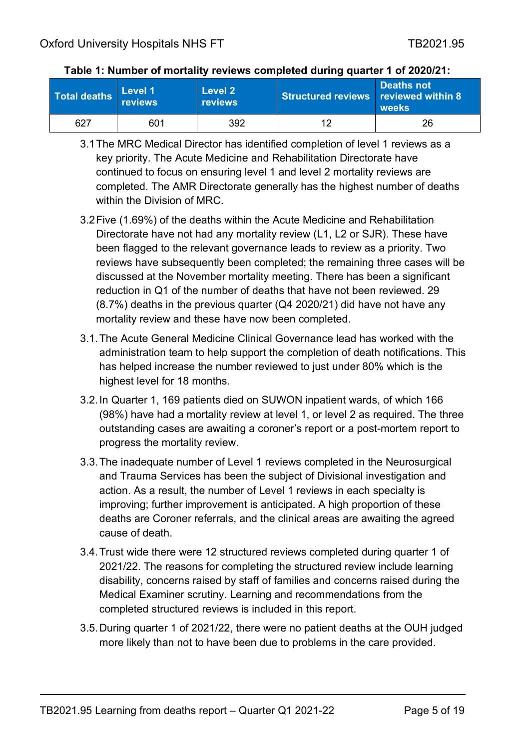**Table 1: Number of mortality reviews completed during quarter 1 of 2020/21:**

| Total deaths | Level 1 reviews | Level 2 reviews | Structured reviews | Deaths not reviewed within 8 weeks |
|---|---|---|---|---|
| 627 | 601 | 392 | 12 | 26 |

3.1 The MRC Medical Director has identified completion of level 1 reviews as a key priority. The Acute Medicine and Rehabilitation Directorate have continued to focus on ensuring level 1 and level 2 mortality reviews are completed. The AMR Directorate generally has the highest number of deaths within the Division of MRC.

3.2 Five (1.69%) of the deaths within the Acute Medicine and Rehabilitation Directorate have not had any mortality review (L1, L2 or SJR). These have been flagged to the relevant governance leads to review as a priority. Two reviews have subsequently been completed; the remaining three cases will be discussed at the November mortality meeting. There has been a significant reduction in Q1 of the number of deaths that have not been reviewed. 29 (8.7%) deaths in the previous quarter (Q4 2020/21) did have not have any mortality review and these have now been completed.

3.1. The Acute General Medicine Clinical Governance lead has worked with the administration team to help support the completion of death notifications. This has helped increase the number reviewed to just under 80% which is the highest level for 18 months.

3.2. In Quarter 1, 169 patients died on SUWON inpatient wards, of which 166 (98%) have had a mortality review at level 1, or level 2 as required. The three outstanding cases are awaiting a coroner's report or a post-mortem report to progress the mortality review.

3.3. The inadequate number of Level 1 reviews completed in the Neurosurgical and Trauma Services has been the subject of Divisional investigation and action. As a result, the number of Level 1 reviews in each specialty is improving; further improvement is anticipated. A high proportion of these deaths are Coroner referrals, and the clinical areas are awaiting the agreed cause of death.

3.4. Trust wide there were 12 structured reviews completed during quarter 1 of 2021/22. The reasons for completing the structured review include learning disability, concerns raised by staff of families and concerns raised during the Medical Examiner scrutiny. Learning and recommendations from the completed structured reviews is included in this report.

3.5. During quarter 1 of 2021/22, there were no patient deaths at the OUH judged more likely than not to have been due to problems in the care provided.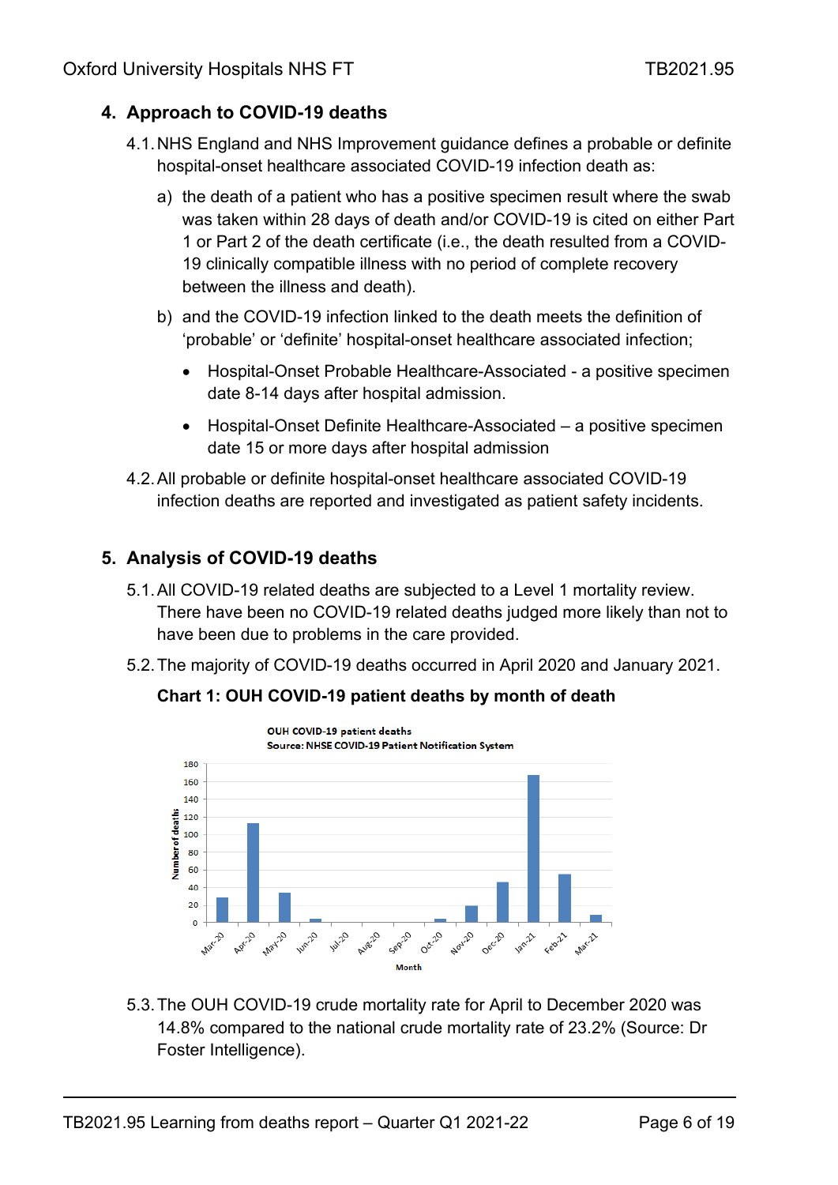## 4. Approach to COVID-19 deaths

4.1. NHS England and NHS Improvement guidance defines a probable or definite hospital-onset healthcare associated COVID-19 infection death as:

a) the death of a patient who has a positive specimen result where the swab was taken within 28 days of death and/or COVID-19 is cited on either Part 1 or Part 2 of the death certificate (i.e., the death resulted from a COVID-19 clinically compatible illness with no period of complete recovery between the illness and death).

b) and the COVID-19 infection linked to the death meets the definition of 'probable' or 'definite' hospital-onset healthcare associated infection;

- Hospital-Onset Probable Healthcare-Associated - a positive specimen date 8-14 days after hospital admission.
- Hospital-Onset Definite Healthcare-Associated – a positive specimen date 15 or more days after hospital admission

4.2. All probable or definite hospital-onset healthcare associated COVID-19 infection deaths are reported and investigated as patient safety incidents.

## 5. Analysis of COVID-19 deaths

5.1. All COVID-19 related deaths are subjected to a Level 1 mortality review. There have been no COVID-19 related deaths judged more likely than not to have been due to problems in the care provided.

5.2. The majority of COVID-19 deaths occurred in April 2020 and January 2021.

**Chart 1: OUH COVID-19 patient deaths by month of death**

OUH COVID-19 patient deaths
Source: NHSE COVID-19 Patient Notification System

5.3. The OUH COVID-19 crude mortality rate for April to December 2020 was 14.8% compared to the national crude mortality rate of 23.2% (Source: Dr Foster Intelligence).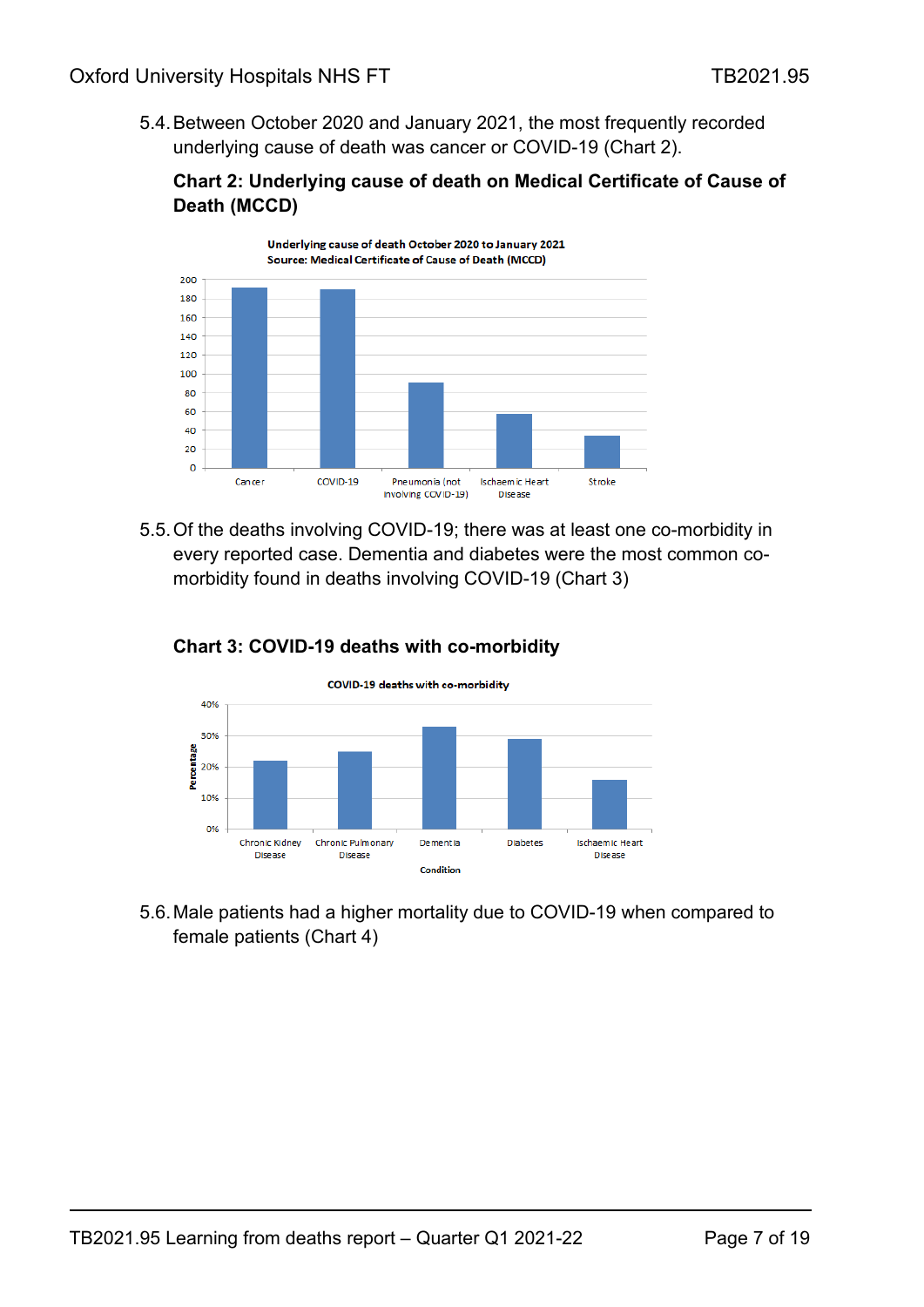5.4. Between October 2020 and January 2021, the most frequently recorded underlying cause of death was cancer or COVID-19 (Chart 2).

**Chart 2: Underlying cause of death on Medical Certificate of Cause of Death (MCCD)**

Underlying cause of death October 2020 to January 2021
Source: Medical Certificate of Cause of Death (MCCD)

5.5. Of the deaths involving COVID-19; there was at least one co-morbidity in every reported case. Dementia and diabetes were the most common co-morbidity found in deaths involving COVID-19 (Chart 3)

**Chart 3: COVID-19 deaths with co-morbidity**

COVID-19 deaths with co-morbidity

5.6. Male patients had a higher mortality due to COVID-19 when compared to female patients (Chart 4)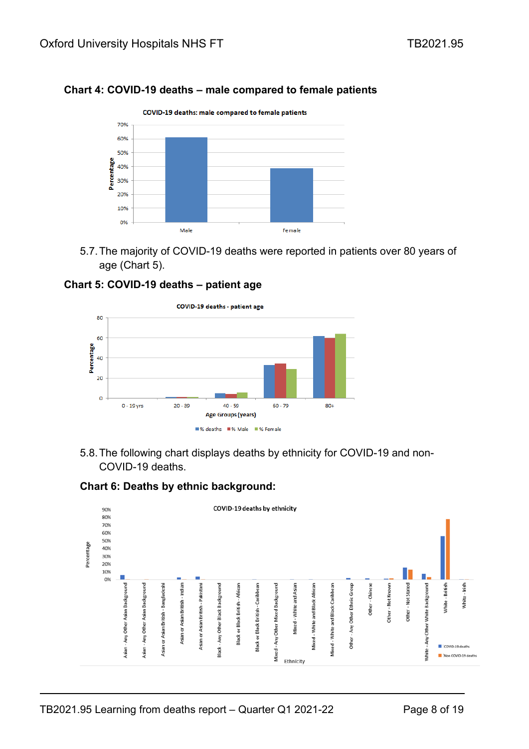### Chart 4: COVID-19 deaths – male compared to female patients

5.7. The majority of COVID-19 deaths were reported in patients over 80 years of age (Chart 5).

### Chart 5: COVID-19 deaths – patient age

5.8. The following chart displays deaths by ethnicity for COVID-19 and non-COVID-19 deaths.

### Chart 6: Deaths by ethnic background: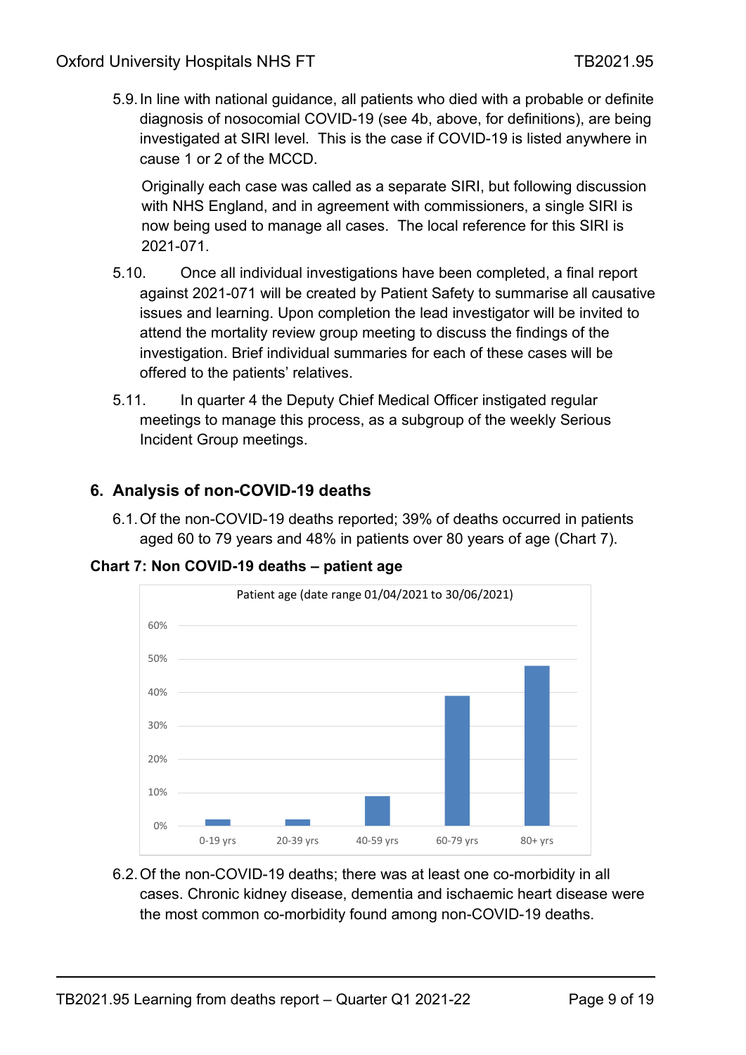5.9. In line with national guidance, all patients who died with a probable or definite diagnosis of nosocomial COVID-19 (see 4b, above, for definitions), are being investigated at SIRI level. This is the case if COVID-19 is listed anywhere in cause 1 or 2 of the MCCD.

Originally each case was called as a separate SIRI, but following discussion with NHS England, and in agreement with commissioners, a single SIRI is now being used to manage all cases. The local reference for this SIRI is 2021-071.

5.10. Once all individual investigations have been completed, a final report against 2021-071 will be created by Patient Safety to summarise all causative issues and learning. Upon completion the lead investigator will be invited to attend the mortality review group meeting to discuss the findings of the investigation. Brief individual summaries for each of these cases will be offered to the patients' relatives.

5.11. In quarter 4 the Deputy Chief Medical Officer instigated regular meetings to manage this process, as a subgroup of the weekly Serious Incident Group meetings.

## 6. Analysis of non-COVID-19 deaths

6.1. Of the non-COVID-19 deaths reported; 39% of deaths occurred in patients aged 60 to 79 years and 48% in patients over 80 years of age (Chart 7).

**Chart 7: Non COVID-19 deaths – patient age**

Patient age (date range 01/04/2021 to 30/06/2021)

| Age group | Percentage |
|---|---|
| 0-19 yrs | ~2% |
| 20-39 yrs | ~2% |
| 40-59 yrs | ~9% |
| 60-79 yrs | 39% |
| 80+ yrs | 48% |

6.2. Of the non-COVID-19 deaths; there was at least one co-morbidity in all cases. Chronic kidney disease, dementia and ischaemic heart disease were the most common co-morbidity found among non-COVID-19 deaths.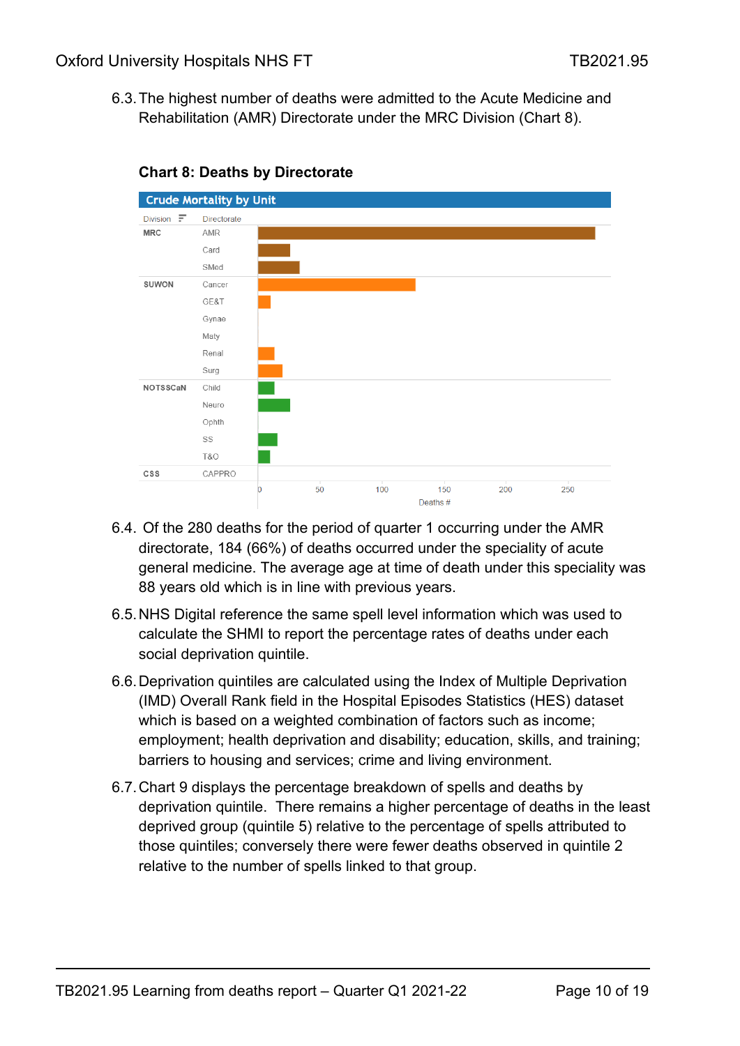6.3. The highest number of deaths were admitted to the Acute Medicine and Rehabilitation (AMR) Directorate under the MRC Division (Chart 8).

**Chart 8: Deaths by Directorate**

6.4. Of the 280 deaths for the period of quarter 1 occurring under the AMR directorate, 184 (66%) of deaths occurred under the speciality of acute general medicine. The average age at time of death under this speciality was 88 years old which is in line with previous years.

6.5. NHS Digital reference the same spell level information which was used to calculate the SHMI to report the percentage rates of deaths under each social deprivation quintile.

6.6. Deprivation quintiles are calculated using the Index of Multiple Deprivation (IMD) Overall Rank field in the Hospital Episodes Statistics (HES) dataset which is based on a weighted combination of factors such as income; employment; health deprivation and disability; education, skills, and training; barriers to housing and services; crime and living environment.

6.7. Chart 9 displays the percentage breakdown of spells and deaths by deprivation quintile. There remains a higher percentage of deaths in the least deprived group (quintile 5) relative to the percentage of spells attributed to those quintiles; conversely there were fewer deaths observed in quintile 2 relative to the number of spells linked to that group.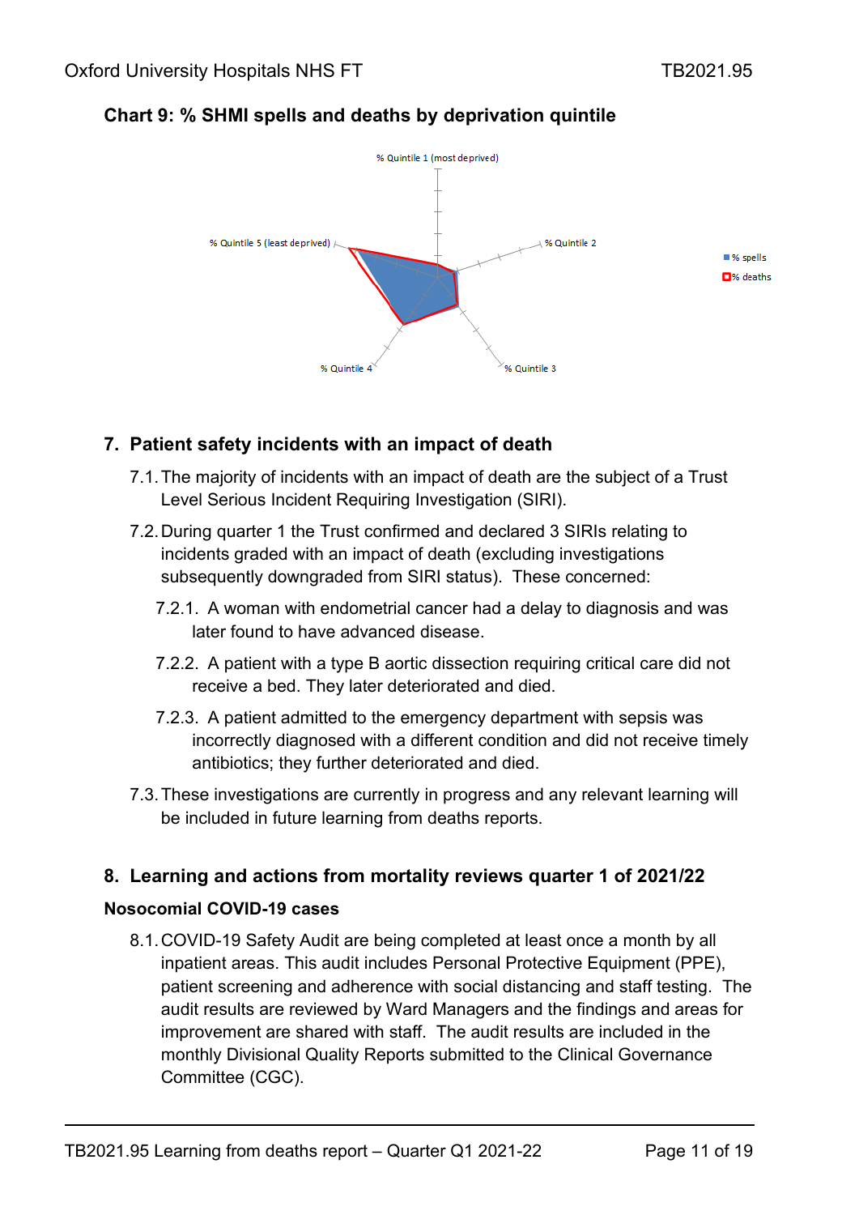**Chart 9: % SHMI spells and deaths by deprivation quintile**

% Quintile 1 (most deprived)

% Quintile 2

% Quintile 3

% Quintile 4

% Quintile 5 (least deprived)

% spells

% deaths

## 7. Patient safety incidents with an impact of death

7.1. The majority of incidents with an impact of death are the subject of a Trust Level Serious Incident Requiring Investigation (SIRI).

7.2. During quarter 1 the Trust confirmed and declared 3 SIRIs relating to incidents graded with an impact of death (excluding investigations subsequently downgraded from SIRI status). These concerned:

7.2.1. A woman with endometrial cancer had a delay to diagnosis and was later found to have advanced disease.

7.2.2. A patient with a type B aortic dissection requiring critical care did not receive a bed. They later deteriorated and died.

7.2.3. A patient admitted to the emergency department with sepsis was incorrectly diagnosed with a different condition and did not receive timely antibiotics; they further deteriorated and died.

7.3. These investigations are currently in progress and any relevant learning will be included in future learning from deaths reports.

## 8. Learning and actions from mortality reviews quarter 1 of 2021/22

**Nosocomial COVID-19 cases**

8.1. COVID-19 Safety Audit are being completed at least once a month by all inpatient areas. This audit includes Personal Protective Equipment (PPE), patient screening and adherence with social distancing and staff testing. The audit results are reviewed by Ward Managers and the findings and areas for improvement are shared with staff. The audit results are included in the monthly Divisional Quality Reports submitted to the Clinical Governance Committee (CGC).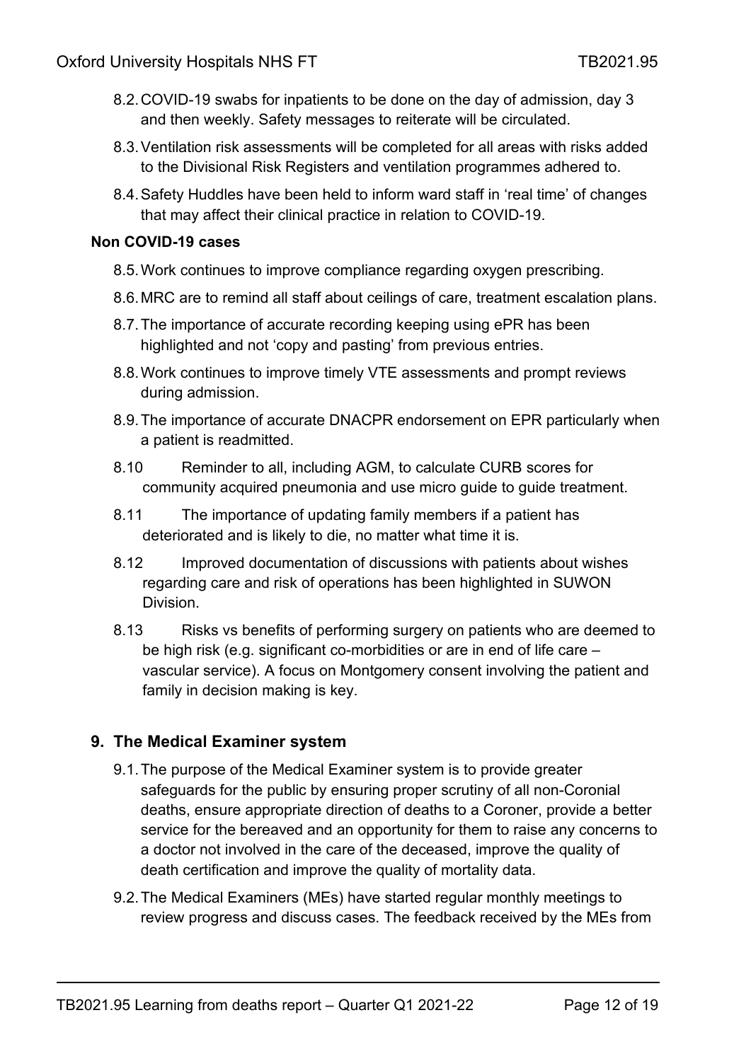8.2. COVID-19 swabs for inpatients to be done on the day of admission, day 3 and then weekly. Safety messages to reiterate will be circulated.

8.3. Ventilation risk assessments will be completed for all areas with risks added to the Divisional Risk Registers and ventilation programmes adhered to.

8.4. Safety Huddles have been held to inform ward staff in 'real time' of changes that may affect their clinical practice in relation to COVID-19.

**Non COVID-19 cases**

8.5. Work continues to improve compliance regarding oxygen prescribing.

8.6. MRC are to remind all staff about ceilings of care, treatment escalation plans.

8.7. The importance of accurate recording keeping using ePR has been highlighted and not 'copy and pasting' from previous entries.

8.8. Work continues to improve timely VTE assessments and prompt reviews during admission.

8.9. The importance of accurate DNACPR endorsement on EPR particularly when a patient is readmitted.

8.10 Reminder to all, including AGM, to calculate CURB scores for community acquired pneumonia and use micro guide to guide treatment.

8.11 The importance of updating family members if a patient has deteriorated and is likely to die, no matter what time it is.

8.12 Improved documentation of discussions with patients about wishes regarding care and risk of operations has been highlighted in SUWON Division.

8.13 Risks vs benefits of performing surgery on patients who are deemed to be high risk (e.g. significant co-morbidities or are in end of life care – vascular service). A focus on Montgomery consent involving the patient and family in decision making is key.

## 9. The Medical Examiner system

9.1. The purpose of the Medical Examiner system is to provide greater safeguards for the public by ensuring proper scrutiny of all non-Coronial deaths, ensure appropriate direction of deaths to a Coroner, provide a better service for the bereaved and an opportunity for them to raise any concerns to a doctor not involved in the care of the deceased, improve the quality of death certification and improve the quality of mortality data.

9.2. The Medical Examiners (MEs) have started regular monthly meetings to review progress and discuss cases. The feedback received by the MEs from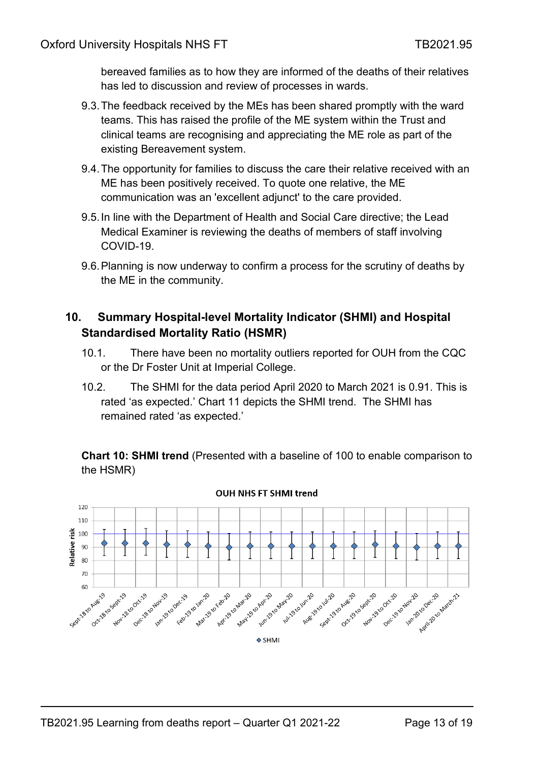bereaved families as to how they are informed of the deaths of their relatives has led to discussion and review of processes in wards.

9.3. The feedback received by the MEs has been shared promptly with the ward teams. This has raised the profile of the ME system within the Trust and clinical teams are recognising and appreciating the ME role as part of the existing Bereavement system.

9.4. The opportunity for families to discuss the care their relative received with an ME has been positively received. To quote one relative, the ME communication was an 'excellent adjunct' to the care provided.

9.5. In line with the Department of Health and Social Care directive; the Lead Medical Examiner is reviewing the deaths of members of staff involving COVID-19.

9.6. Planning is now underway to confirm a process for the scrutiny of deaths by the ME in the community.

## 10. Summary Hospital-level Mortality Indicator (SHMI) and Hospital Standardised Mortality Ratio (HSMR)

10.1. There have been no mortality outliers reported for OUH from the CQC or the Dr Foster Unit at Imperial College.

10.2. The SHMI for the data period April 2020 to March 2021 is 0.91. This is rated 'as expected.' Chart 11 depicts the SHMI trend. The SHMI has remained rated 'as expected.'

**Chart 10: SHMI trend** (Presented with a baseline of 100 to enable comparison to the HSMR)

OUH NHS FT SHMI trend

Relative risk

Sept-18 to Aug-19, Oct-18 to Sept-19, Nov-18 to Oct-19, Dec-18 to Nov-19, Jan-19 to Dec-19, Feb-19 to Jan-20, Mar-19 to Feb-20, Apr-19 to Mar-20, May-19 to Apr-20, Jun-19 to May-20, Jul-19 to Jun-20, Aug-19 to Jul-20, Sept-19 to Aug-20, Oct-19 to Sept-20, Nov-19 to Oct-20, Dec-19 to Nov-20, Jan-20 to Dec-20, April-20 to March-21

◆ SHMI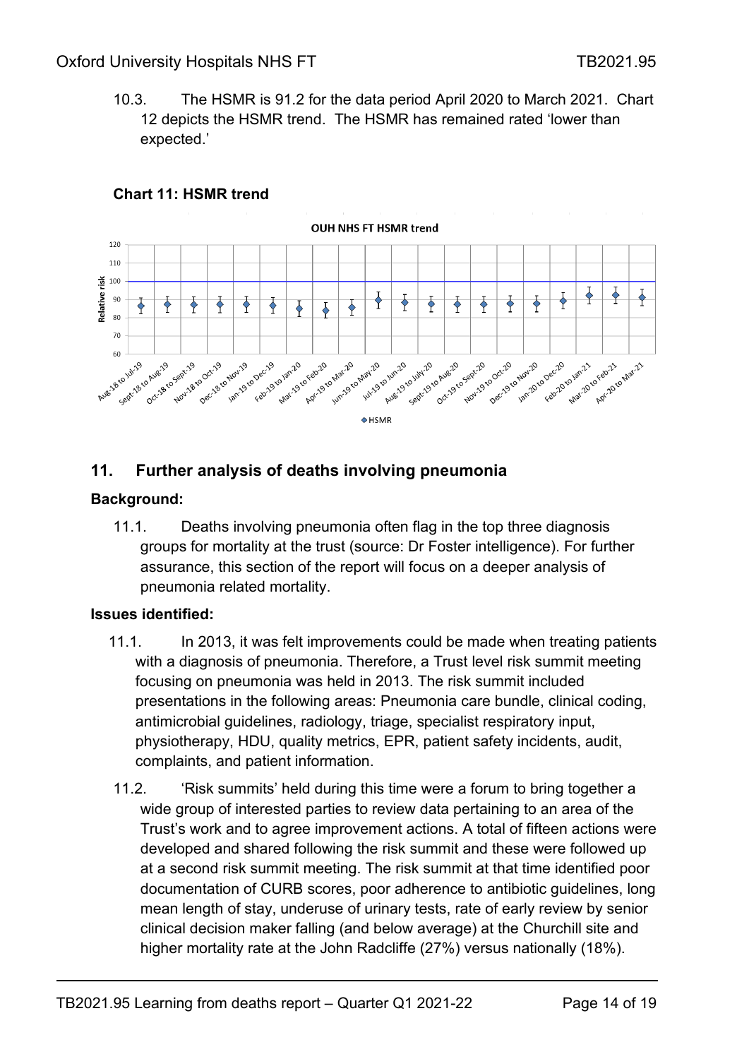10.3. The HSMR is 91.2 for the data period April 2020 to March 2021. Chart 12 depicts the HSMR trend. The HSMR has remained rated 'lower than expected.'

**Chart 11: HSMR trend**

## 11. Further analysis of deaths involving pneumonia

**Background:**

11.1. Deaths involving pneumonia often flag in the top three diagnosis groups for mortality at the trust (source: Dr Foster intelligence). For further assurance, this section of the report will focus on a deeper analysis of pneumonia related mortality.

**Issues identified:**

11.1. In 2013, it was felt improvements could be made when treating patients with a diagnosis of pneumonia. Therefore, a Trust level risk summit meeting focusing on pneumonia was held in 2013. The risk summit included presentations in the following areas: Pneumonia care bundle, clinical coding, antimicrobial guidelines, radiology, triage, specialist respiratory input, physiotherapy, HDU, quality metrics, EPR, patient safety incidents, audit, complaints, and patient information.

11.2. 'Risk summits' held during this time were a forum to bring together a wide group of interested parties to review data pertaining to an area of the Trust's work and to agree improvement actions. A total of fifteen actions were developed and shared following the risk summit and these were followed up at a second risk summit meeting. The risk summit at that time identified poor documentation of CURB scores, poor adherence to antibiotic guidelines, long mean length of stay, underuse of urinary tests, rate of early review by senior clinical decision maker falling (and below average) at the Churchill site and higher mortality rate at the John Radcliffe (27%) versus nationally (18%).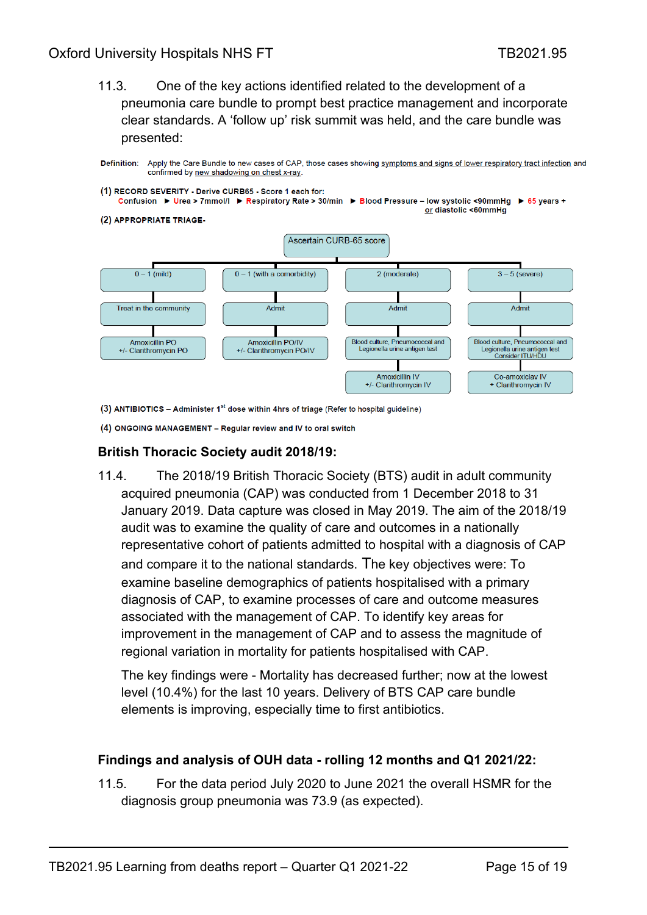11.3. One of the key actions identified related to the development of a pneumonia care bundle to prompt best practice management and incorporate clear standards. A 'follow up' risk summit was held, and the care bundle was presented:

**Definition:** Apply the Care Bundle to new cases of CAP, those cases showing symptoms and signs of lower respiratory tract infection and confirmed by new shadowing on chest x-ray.

**(1) RECORD SEVERITY - Derive CURB65 - Score 1 each for:**
Confusion ► Urea > 7mmol/l ► Respiratory Rate > 30/min ► Blood Pressure – low systolic <90mmHg or diastolic <60mmHg ► 65 years +

**(2) APPROPRIATE TRIAGE-**

Ascertain CURB-65 score

| 0 – 1 (mild) | 0 – 1 (with a comorbidity) | 2 (moderate) | 3 – 5 (severe) |
|---|---|---|---|
| Treat in the community | Admit | Admit | Admit |
| Amoxicillin PO +/- Clarithromycin PO | Amoxicillin PO/IV +/- Clarithromycin PO/IV | Blood culture, Pneumococcal and Legionella urine antigen test | Blood culture, Pneumococcal and Legionella urine antigen test Consider ITU/HDU |
| | | Amoxicillin IV +/- Clarithromycin IV | Co-amoxiclav IV + Clarithromycin IV |

**(3) ANTIBIOTICS** – Administer 1st dose within 4hrs of triage (Refer to hospital guideline)

**(4) ONGOING MANAGEMENT** – Regular review and IV to oral switch

### British Thoracic Society audit 2018/19:

11.4. The 2018/19 British Thoracic Society (BTS) audit in adult community acquired pneumonia (CAP) was conducted from 1 December 2018 to 31 January 2019. Data capture was closed in May 2019. The aim of the 2018/19 audit was to examine the quality of care and outcomes in a nationally representative cohort of patients admitted to hospital with a diagnosis of CAP and compare it to the national standards. The key objectives were: To examine baseline demographics of patients hospitalised with a primary diagnosis of CAP, to examine processes of care and outcome measures associated with the management of CAP. To identify key areas for improvement in the management of CAP and to assess the magnitude of regional variation in mortality for patients hospitalised with CAP.

The key findings were - Mortality has decreased further; now at the lowest level (10.4%) for the last 10 years. Delivery of BTS CAP care bundle elements is improving, especially time to first antibiotics.

### Findings and analysis of OUH data - rolling 12 months and Q1 2021/22:

11.5. For the data period July 2020 to June 2021 the overall HSMR for the diagnosis group pneumonia was 73.9 (as expected).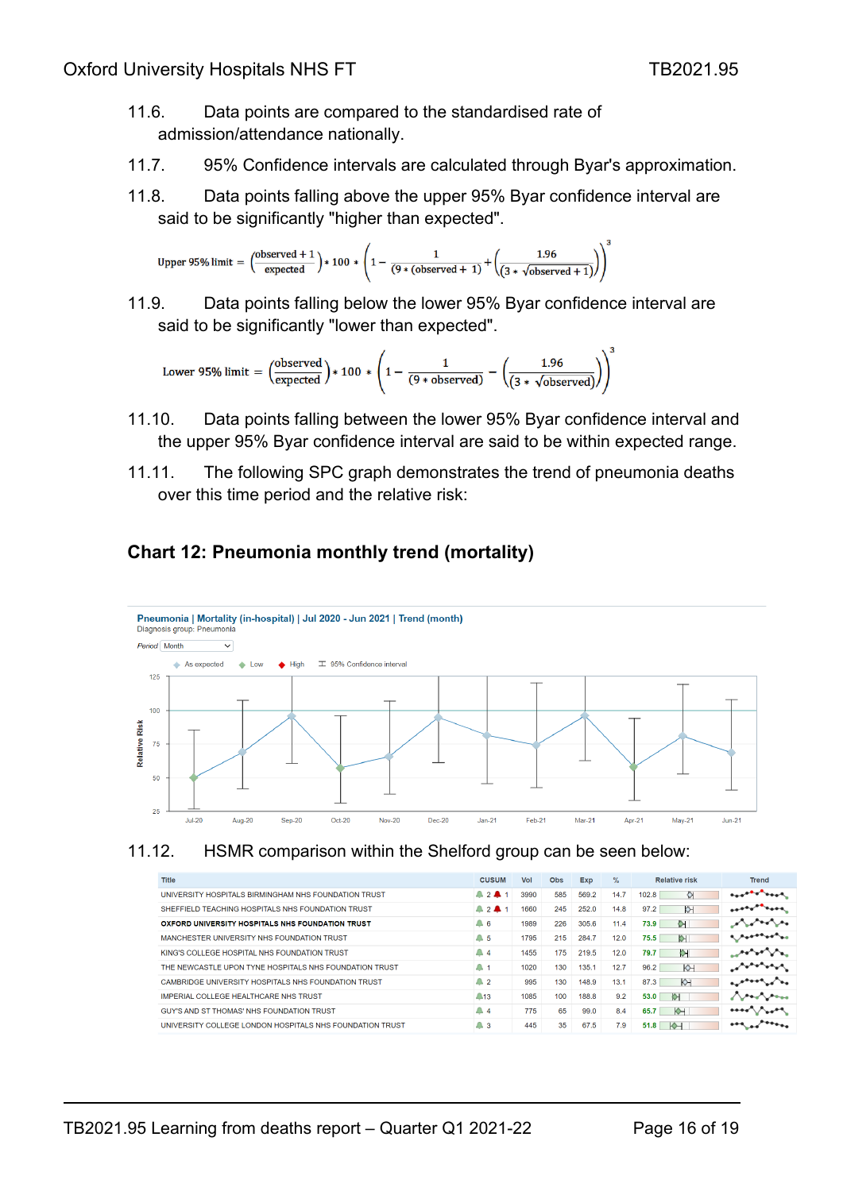11.6. Data points are compared to the standardised rate of admission/attendance nationally.

11.7. 95% Confidence intervals are calculated through Byar's approximation.

11.8. Data points falling above the upper 95% Byar confidence interval are said to be significantly "higher than expected".

$$\text{Upper 95\% limit} = \left(\frac{\text{observed} + 1}{\text{expected}}\right) * 100 * \left(1 - \frac{1}{(9 * (\text{observed} + 1)} + \left(\frac{1.96}{(3 * \sqrt{\text{observed} + 1})}\right)\right)^3$$

11.9. Data points falling below the lower 95% Byar confidence interval are said to be significantly "lower than expected".

$$\text{Lower 95\% limit} = \left(\frac{\text{observed}}{\text{expected}}\right) * 100 * \left(1 - \frac{1}{(9 * \text{observed})} - \left(\frac{1.96}{(3 * \sqrt{\text{observed}})}\right)\right)^3$$

11.10. Data points falling between the lower 95% Byar confidence interval and the upper 95% Byar confidence interval are said to be within expected range.

11.11. The following SPC graph demonstrates the trend of pneumonia deaths over this time period and the relative risk:

### Chart 12: Pneumonia monthly trend (mortality)

Pneumonia | Mortality (in-hospital) | Jul 2020 - Jun 2021 | Trend (month)
Diagnosis group: Pneumonia

11.12. HSMR comparison within the Shelford group can be seen below:

| Title | CUSUM | Vol | Obs | Exp | % | Relative risk | Trend |
|---|---|---|---|---|---|---|---|
| UNIVERSITY HOSPITALS BIRMINGHAM NHS FOUNDATION TRUST | 2 1 | 3990 | 585 | 569.2 | 14.7 | 102.8 | |
| SHEFFIELD TEACHING HOSPITALS NHS FOUNDATION TRUST | 2 1 | 1660 | 245 | 252.0 | 14.8 | 97.2 | |
| **OXFORD UNIVERSITY HOSPITALS NHS FOUNDATION TRUST** | 6 | 1989 | 226 | 305.6 | 11.4 | 73.9 | |
| MANCHESTER UNIVERSITY NHS FOUNDATION TRUST | 5 | 1795 | 215 | 284.7 | 12.0 | 75.5 | |
| KING'S COLLEGE HOSPITAL NHS FOUNDATION TRUST | 4 | 1455 | 175 | 219.5 | 12.0 | 79.7 | |
| THE NEWCASTLE UPON TYNE HOSPITALS NHS FOUNDATION TRUST | 1 | 1020 | 130 | 135.1 | 12.7 | 96.2 | |
| CAMBRIDGE UNIVERSITY HOSPITALS NHS FOUNDATION TRUST | 2 | 995 | 130 | 148.9 | 13.1 | 87.3 | |
| IMPERIAL COLLEGE HEALTHCARE NHS TRUST | 13 | 1085 | 100 | 188.8 | 9.2 | 53.0 | |
| GUY'S AND ST THOMAS' NHS FOUNDATION TRUST | 4 | 775 | 65 | 99.0 | 8.4 | 65.7 | |
| UNIVERSITY COLLEGE LONDON HOSPITALS NHS FOUNDATION TRUST | 3 | 445 | 35 | 67.5 | 7.9 | 51.8 | |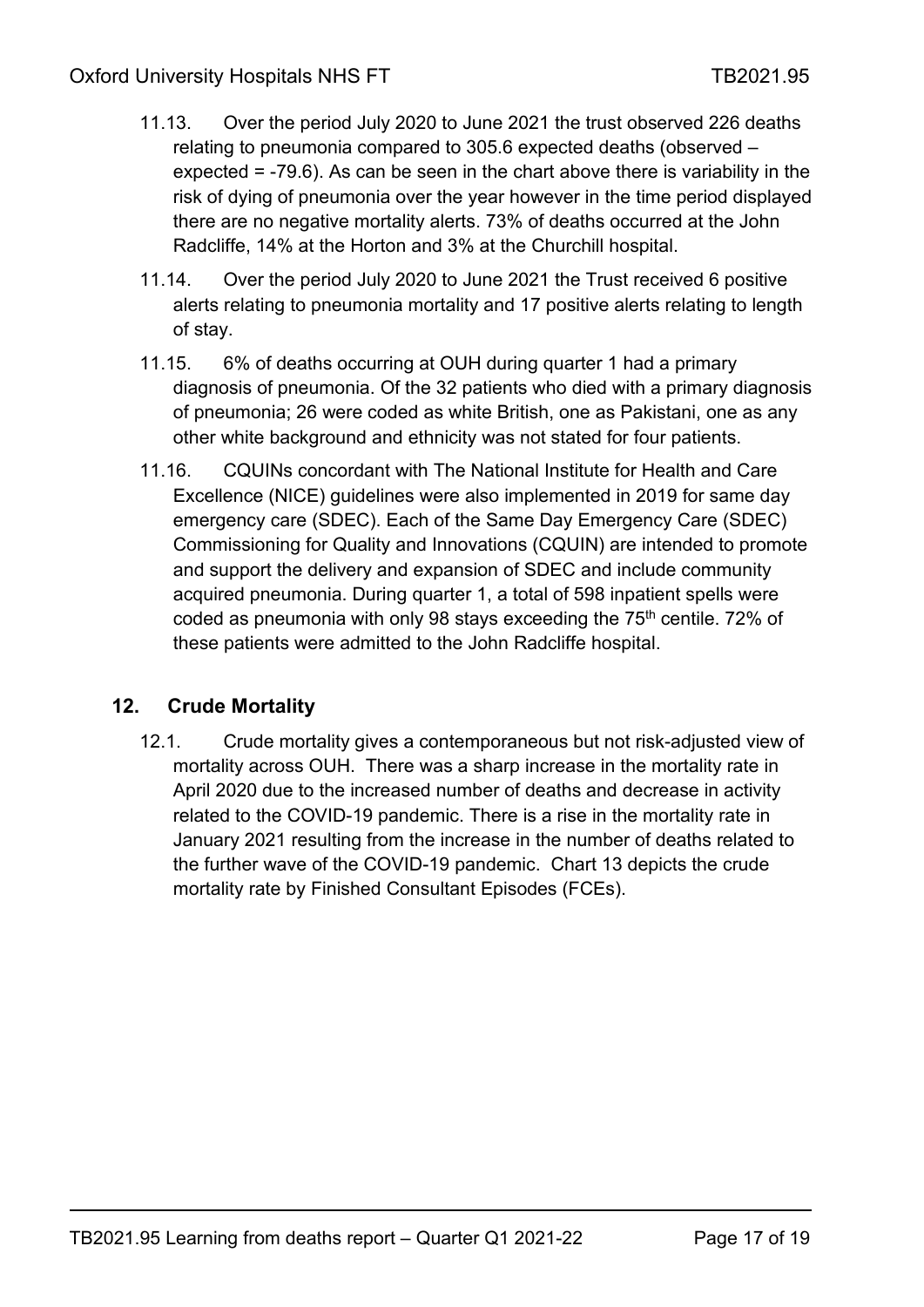11.13. Over the period July 2020 to June 2021 the trust observed 226 deaths relating to pneumonia compared to 305.6 expected deaths (observed – expected = -79.6). As can be seen in the chart above there is variability in the risk of dying of pneumonia over the year however in the time period displayed there are no negative mortality alerts. 73% of deaths occurred at the John Radcliffe, 14% at the Horton and 3% at the Churchill hospital.

11.14. Over the period July 2020 to June 2021 the Trust received 6 positive alerts relating to pneumonia mortality and 17 positive alerts relating to length of stay.

11.15. 6% of deaths occurring at OUH during quarter 1 had a primary diagnosis of pneumonia. Of the 32 patients who died with a primary diagnosis of pneumonia; 26 were coded as white British, one as Pakistani, one as any other white background and ethnicity was not stated for four patients.

11.16. CQUINs concordant with The National Institute for Health and Care Excellence (NICE) guidelines were also implemented in 2019 for same day emergency care (SDEC). Each of the Same Day Emergency Care (SDEC) Commissioning for Quality and Innovations (CQUIN) are intended to promote and support the delivery and expansion of SDEC and include community acquired pneumonia. During quarter 1, a total of 598 inpatient spells were coded as pneumonia with only 98 stays exceeding the 75th centile. 72% of these patients were admitted to the John Radcliffe hospital.

## 12. Crude Mortality

12.1. Crude mortality gives a contemporaneous but not risk-adjusted view of mortality across OUH. There was a sharp increase in the mortality rate in April 2020 due to the increased number of deaths and decrease in activity related to the COVID-19 pandemic. There is a rise in the mortality rate in January 2021 resulting from the increase in the number of deaths related to the further wave of the COVID-19 pandemic. Chart 13 depicts the crude mortality rate by Finished Consultant Episodes (FCEs).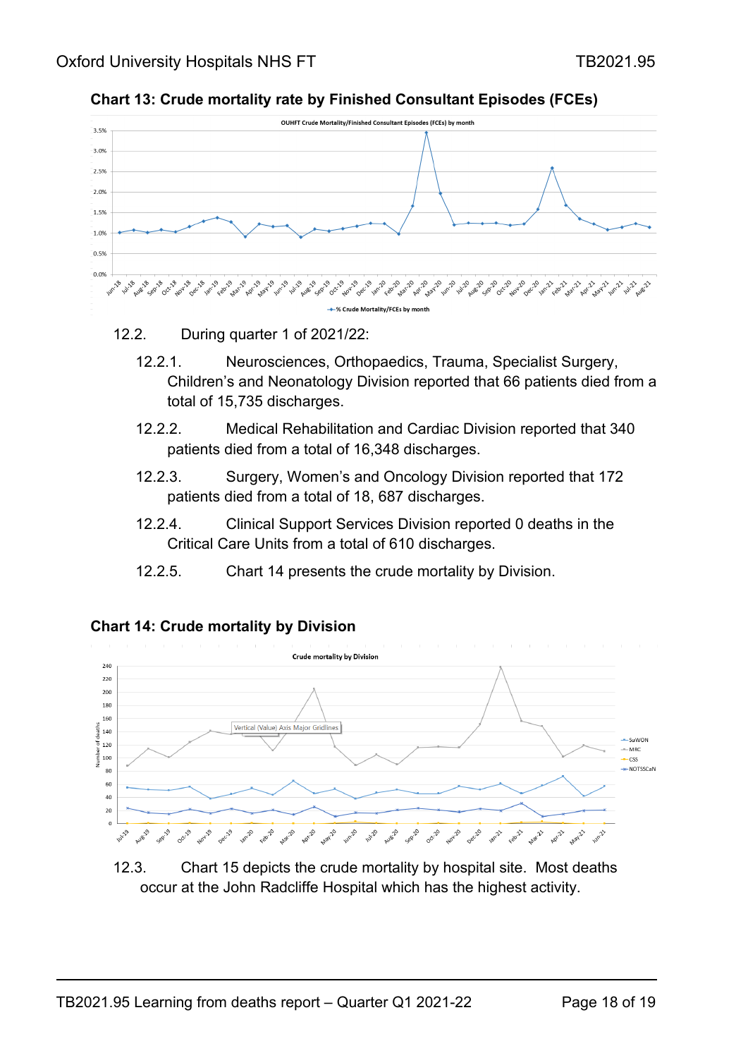**Chart 13: Crude mortality rate by Finished Consultant Episodes (FCEs)**

12.2. During quarter 1 of 2021/22:

12.2.1. Neurosciences, Orthopaedics, Trauma, Specialist Surgery, Children's and Neonatology Division reported that 66 patients died from a total of 15,735 discharges.

12.2.2. Medical Rehabilitation and Cardiac Division reported that 340 patients died from a total of 16,348 discharges.

12.2.3. Surgery, Women's and Oncology Division reported that 172 patients died from a total of 18, 687 discharges.

12.2.4. Clinical Support Services Division reported 0 deaths in the Critical Care Units from a total of 610 discharges.

12.2.5. Chart 14 presents the crude mortality by Division.

**Chart 14: Crude mortality by Division**

12.3. Chart 15 depicts the crude mortality by hospital site. Most deaths occur at the John Radcliffe Hospital which has the highest activity.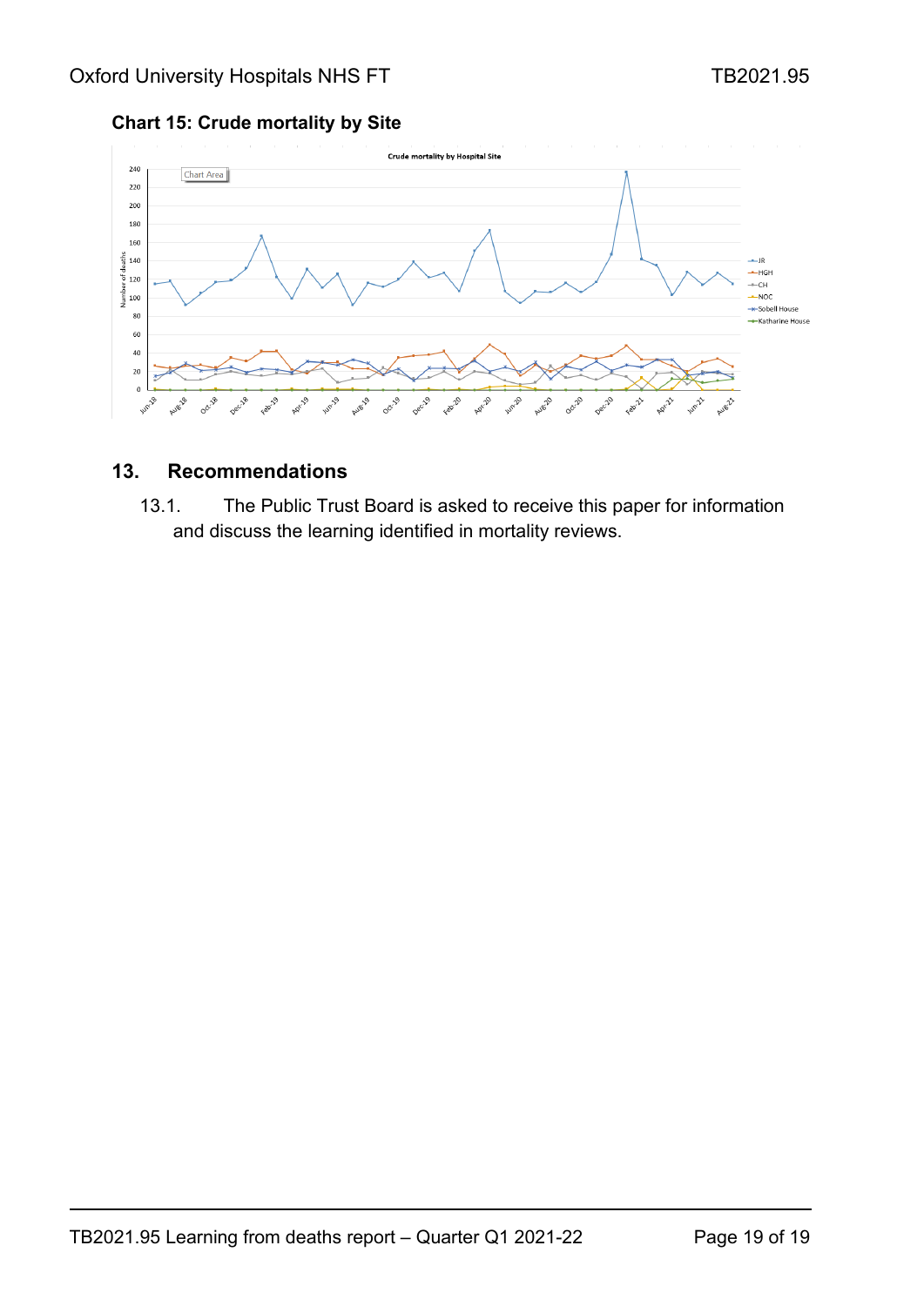**Chart 15: Crude mortality by Site**

Crude mortality by Hospital Site

Chart Area

Number of deaths

240
220
200
180
160
140
120
100
80
60
40
20
0

Jun-18, Aug-18, Oct-18, Dec-18, Feb-19, Apr-19, Jun-19, Aug-19, Oct-19, Dec-19, Feb-20, Apr-20, Jun-20, Aug-20, Oct-20, Dec-20, Feb-21, Apr-21, Jun-21, Aug-21

JR
HGH
CH
NOC
Sobell House
Katharine House

## 13. Recommendations

13.1. The Public Trust Board is asked to receive this paper for information and discuss the learning identified in mortality reviews.